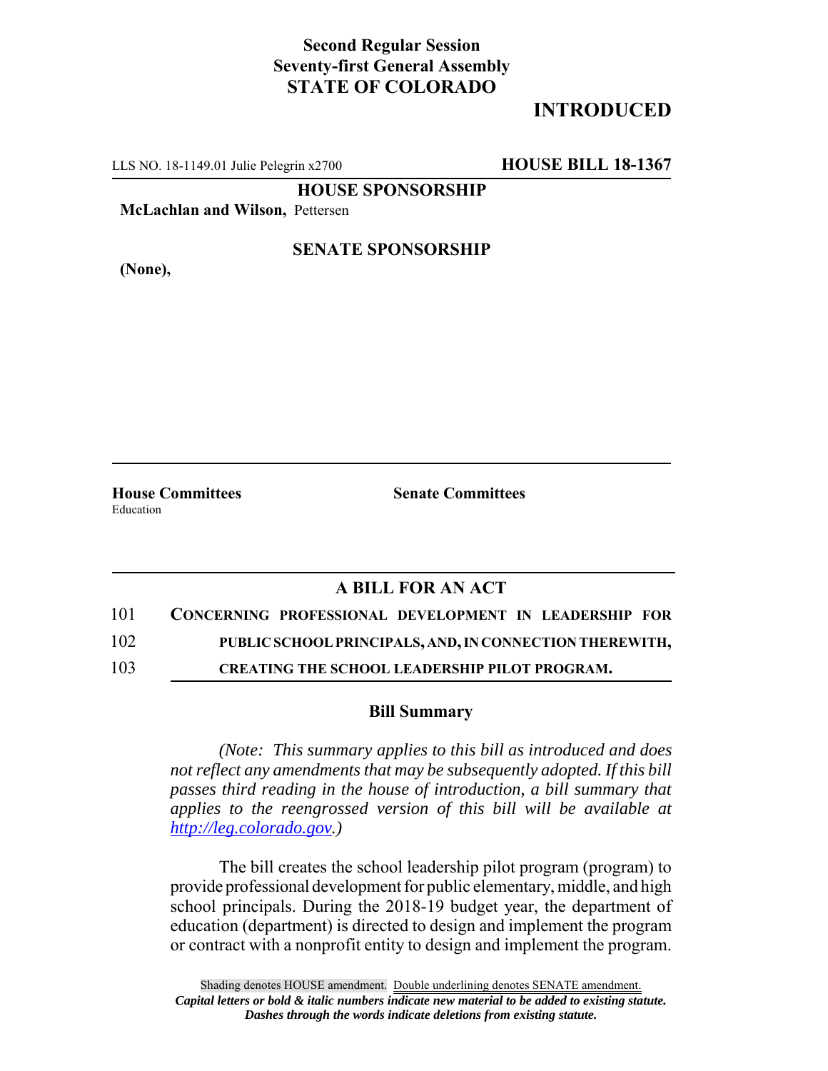**Second Regular Session**
**Seventy-first General Assembly**
**STATE OF COLORADO**

**INTRODUCED**

LLS NO. 18-1149.01 Julie Pelegrin x2700 **HOUSE BILL 18-1367**

**HOUSE SPONSORSHIP**

**McLachlan and Wilson,** Pettersen

**SENATE SPONSORSHIP**

**(None),**

**House Committees**
Education

**Senate Committees**

## A BILL FOR AN ACT

101 **CONCERNING PROFESSIONAL DEVELOPMENT IN LEADERSHIP FOR**
102 **PUBLIC SCHOOL PRINCIPALS, AND, IN CONNECTION THEREWITH,**
103 **CREATING THE SCHOOL LEADERSHIP PILOT PROGRAM.**

### Bill Summary

*(Note: This summary applies to this bill as introduced and does not reflect any amendments that may be subsequently adopted. If this bill passes third reading in the house of introduction, a bill summary that applies to the reengrossed version of this bill will be available at [http://leg.colorado.gov](http://leg.colorado.gov).)*

The bill creates the school leadership pilot program (program) to provide professional development for public elementary, middle, and high school principals. During the 2018-19 budget year, the department of education (department) is directed to design and implement the program or contract with a nonprofit entity to design and implement the program.

Shading denotes HOUSE amendment. Double underlining denotes SENATE amendment.
***Capital letters or bold & italic numbers indicate new material to be added to existing statute.***
***Dashes through the words indicate deletions from existing statute.***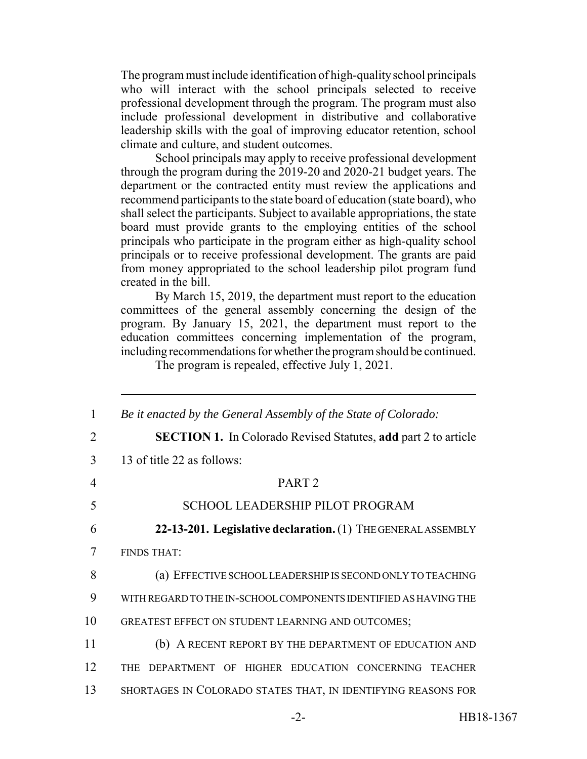The program must include identification of high-quality school principals who will interact with the school principals selected to receive professional development through the program. The program must also include professional development in distributive and collaborative leadership skills with the goal of improving educator retention, school climate and culture, and student outcomes.

School principals may apply to receive professional development through the program during the 2019-20 and 2020-21 budget years. The department or the contracted entity must review the applications and recommend participants to the state board of education (state board), who shall select the participants. Subject to available appropriations, the state board must provide grants to the employing entities of the school principals who participate in the program either as high-quality school principals or to receive professional development. The grants are paid from money appropriated to the school leadership pilot program fund created in the bill.

By March 15, 2019, the department must report to the education committees of the general assembly concerning the design of the program. By January 15, 2021, the department must report to the education committees concerning implementation of the program, including recommendations for whether the program should be continued.

The program is repealed, effective July 1, 2021.

---

1 *Be it enacted by the General Assembly of the State of Colorado:*

2 **SECTION 1.** In Colorado Revised Statutes, **add** part 2 to article

3 13 of title 22 as follows:

4 PART 2

5 SCHOOL LEADERSHIP PILOT PROGRAM

6 **22-13-201. Legislative declaration.** (1) THE GENERAL ASSEMBLY

7 FINDS THAT:

8 (a) EFFECTIVE SCHOOL LEADERSHIP IS SECOND ONLY TO TEACHING

9 WITH REGARD TO THE IN-SCHOOL COMPONENTS IDENTIFIED AS HAVING THE

10 GREATEST EFFECT ON STUDENT LEARNING AND OUTCOMES;

11 (b) A RECENT REPORT BY THE DEPARTMENT OF EDUCATION AND

12 THE DEPARTMENT OF HIGHER EDUCATION CONCERNING TEACHER

13 SHORTAGES IN COLORADO STATES THAT, IN IDENTIFYING REASONS FOR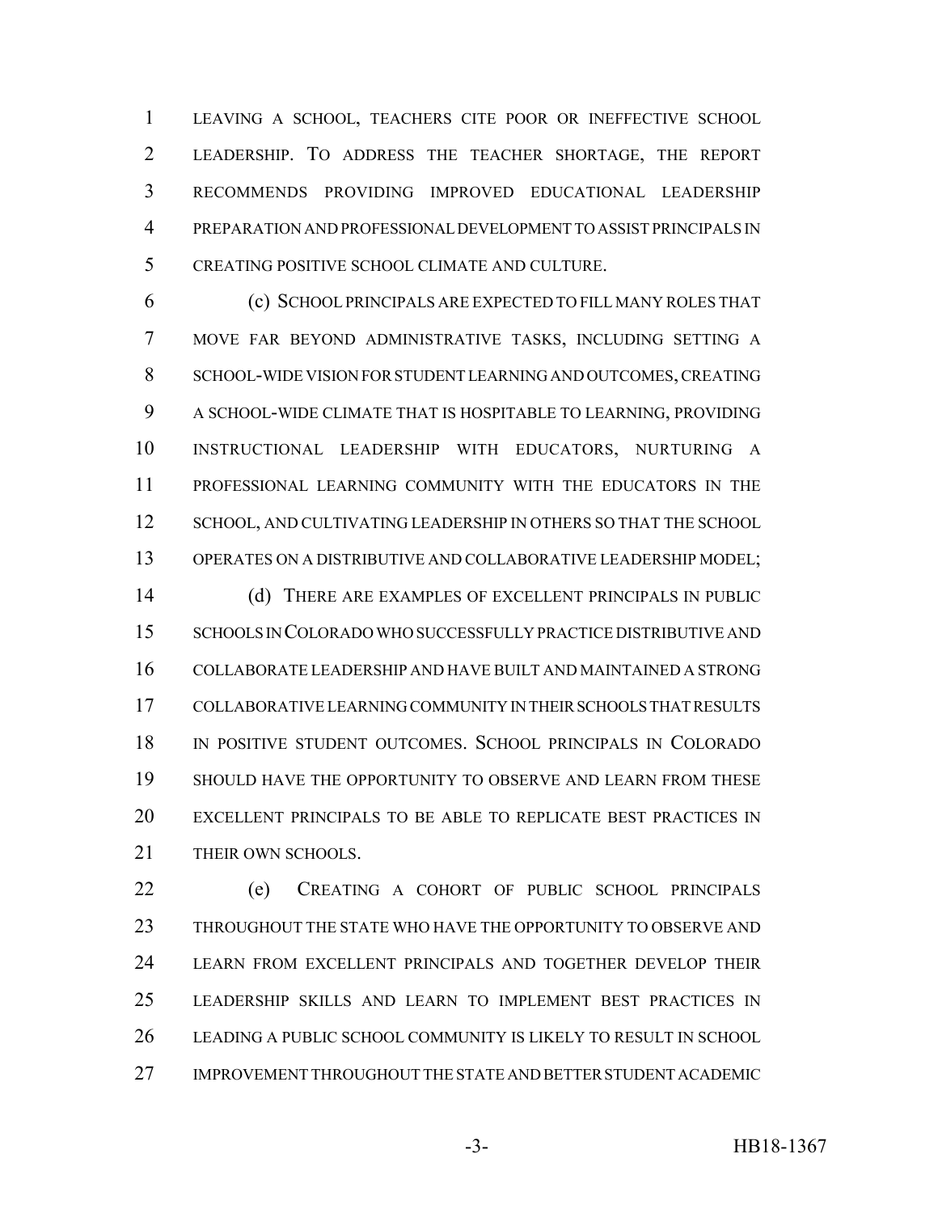LEAVING A SCHOOL, TEACHERS CITE POOR OR INEFFECTIVE SCHOOL LEADERSHIP. TO ADDRESS THE TEACHER SHORTAGE, THE REPORT RECOMMENDS PROVIDING IMPROVED EDUCATIONAL LEADERSHIP PREPARATION AND PROFESSIONAL DEVELOPMENT TO ASSIST PRINCIPALS IN CREATING POSITIVE SCHOOL CLIMATE AND CULTURE.

(c) SCHOOL PRINCIPALS ARE EXPECTED TO FILL MANY ROLES THAT MOVE FAR BEYOND ADMINISTRATIVE TASKS, INCLUDING SETTING A SCHOOL-WIDE VISION FOR STUDENT LEARNING AND OUTCOMES, CREATING A SCHOOL-WIDE CLIMATE THAT IS HOSPITABLE TO LEARNING, PROVIDING INSTRUCTIONAL LEADERSHIP WITH EDUCATORS, NURTURING A PROFESSIONAL LEARNING COMMUNITY WITH THE EDUCATORS IN THE SCHOOL, AND CULTIVATING LEADERSHIP IN OTHERS SO THAT THE SCHOOL OPERATES ON A DISTRIBUTIVE AND COLLABORATIVE LEADERSHIP MODEL;

(d) THERE ARE EXAMPLES OF EXCELLENT PRINCIPALS IN PUBLIC SCHOOLS IN COLORADO WHO SUCCESSFULLY PRACTICE DISTRIBUTIVE AND COLLABORATE LEADERSHIP AND HAVE BUILT AND MAINTAINED A STRONG COLLABORATIVE LEARNING COMMUNITY IN THEIR SCHOOLS THAT RESULTS IN POSITIVE STUDENT OUTCOMES. SCHOOL PRINCIPALS IN COLORADO SHOULD HAVE THE OPPORTUNITY TO OBSERVE AND LEARN FROM THESE EXCELLENT PRINCIPALS TO BE ABLE TO REPLICATE BEST PRACTICES IN THEIR OWN SCHOOLS.

(e) CREATING A COHORT OF PUBLIC SCHOOL PRINCIPALS THROUGHOUT THE STATE WHO HAVE THE OPPORTUNITY TO OBSERVE AND LEARN FROM EXCELLENT PRINCIPALS AND TOGETHER DEVELOP THEIR LEADERSHIP SKILLS AND LEARN TO IMPLEMENT BEST PRACTICES IN LEADING A PUBLIC SCHOOL COMMUNITY IS LIKELY TO RESULT IN SCHOOL IMPROVEMENT THROUGHOUT THE STATE AND BETTER STUDENT ACADEMIC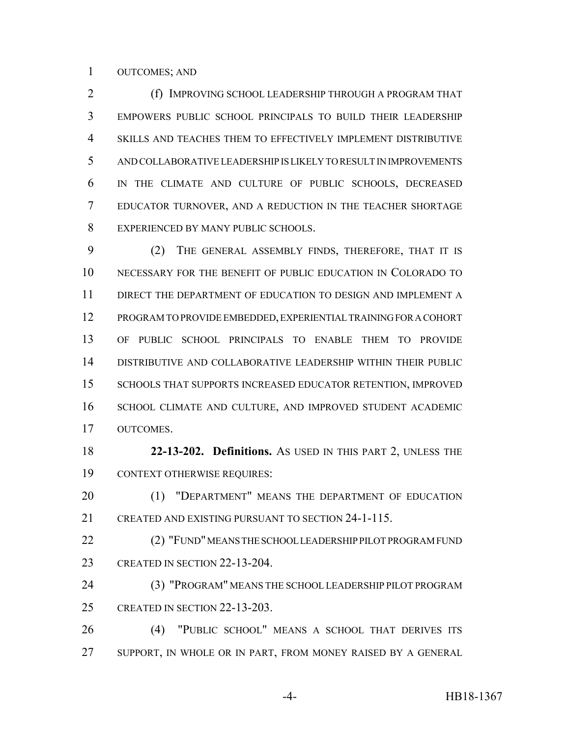OUTCOMES; AND

(f) IMPROVING SCHOOL LEADERSHIP THROUGH A PROGRAM THAT EMPOWERS PUBLIC SCHOOL PRINCIPALS TO BUILD THEIR LEADERSHIP SKILLS AND TEACHES THEM TO EFFECTIVELY IMPLEMENT DISTRIBUTIVE AND COLLABORATIVE LEADERSHIP IS LIKELY TO RESULT IN IMPROVEMENTS IN THE CLIMATE AND CULTURE OF PUBLIC SCHOOLS, DECREASED EDUCATOR TURNOVER, AND A REDUCTION IN THE TEACHER SHORTAGE EXPERIENCED BY MANY PUBLIC SCHOOLS.

(2) THE GENERAL ASSEMBLY FINDS, THEREFORE, THAT IT IS NECESSARY FOR THE BENEFIT OF PUBLIC EDUCATION IN COLORADO TO DIRECT THE DEPARTMENT OF EDUCATION TO DESIGN AND IMPLEMENT A PROGRAM TO PROVIDE EMBEDDED, EXPERIENTIAL TRAINING FOR A COHORT OF PUBLIC SCHOOL PRINCIPALS TO ENABLE THEM TO PROVIDE DISTRIBUTIVE AND COLLABORATIVE LEADERSHIP WITHIN THEIR PUBLIC SCHOOLS THAT SUPPORTS INCREASED EDUCATOR RETENTION, IMPROVED SCHOOL CLIMATE AND CULTURE, AND IMPROVED STUDENT ACADEMIC OUTCOMES.

**22-13-202. Definitions.** AS USED IN THIS PART 2, UNLESS THE CONTEXT OTHERWISE REQUIRES:

(1) "DEPARTMENT" MEANS THE DEPARTMENT OF EDUCATION CREATED AND EXISTING PURSUANT TO SECTION 24-1-115.

(2) "FUND" MEANS THE SCHOOL LEADERSHIP PILOT PROGRAM FUND CREATED IN SECTION 22-13-204.

(3) "PROGRAM" MEANS THE SCHOOL LEADERSHIP PILOT PROGRAM CREATED IN SECTION 22-13-203.

(4) "PUBLIC SCHOOL" MEANS A SCHOOL THAT DERIVES ITS SUPPORT, IN WHOLE OR IN PART, FROM MONEY RAISED BY A GENERAL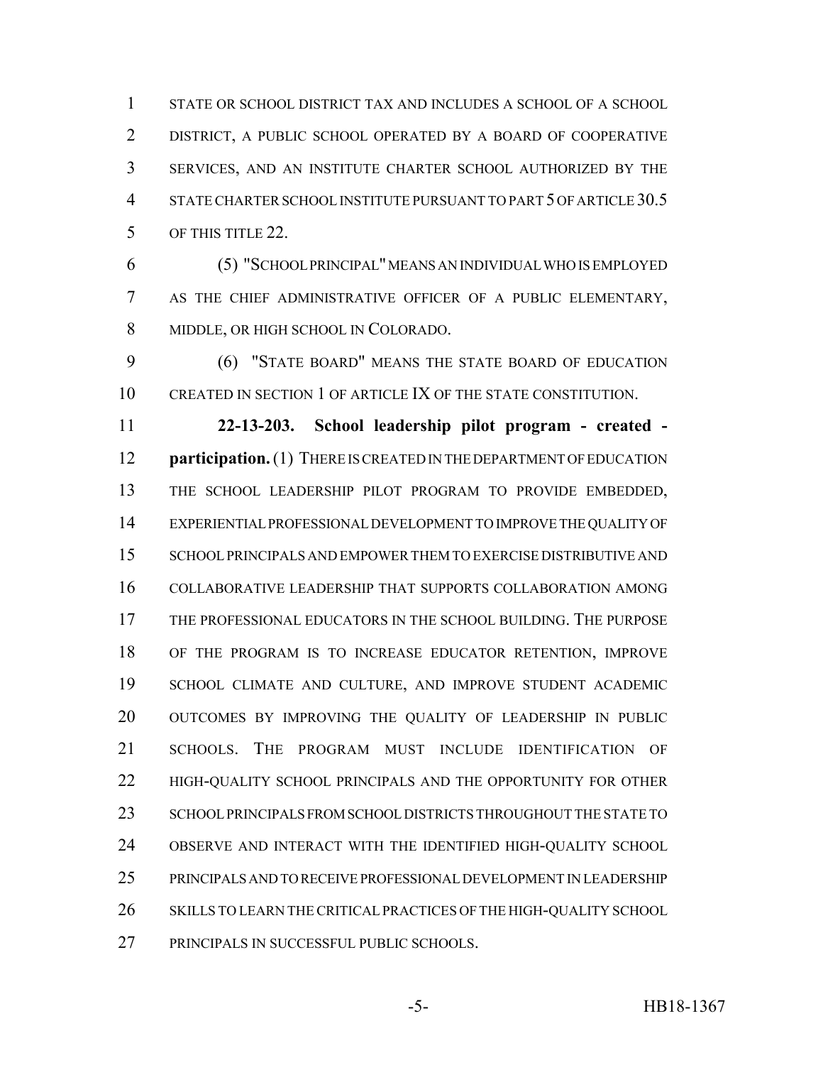STATE OR SCHOOL DISTRICT TAX AND INCLUDES A SCHOOL OF A SCHOOL DISTRICT, A PUBLIC SCHOOL OPERATED BY A BOARD OF COOPERATIVE SERVICES, AND AN INSTITUTE CHARTER SCHOOL AUTHORIZED BY THE STATE CHARTER SCHOOL INSTITUTE PURSUANT TO PART 5 OF ARTICLE 30.5 OF THIS TITLE 22.

(5) "SCHOOL PRINCIPAL" MEANS AN INDIVIDUAL WHO IS EMPLOYED AS THE CHIEF ADMINISTRATIVE OFFICER OF A PUBLIC ELEMENTARY, MIDDLE, OR HIGH SCHOOL IN COLORADO.

(6) "STATE BOARD" MEANS THE STATE BOARD OF EDUCATION CREATED IN SECTION 1 OF ARTICLE IX OF THE STATE CONSTITUTION.

**22-13-203. School leadership pilot program - created - participation.** (1) THERE IS CREATED IN THE DEPARTMENT OF EDUCATION THE SCHOOL LEADERSHIP PILOT PROGRAM TO PROVIDE EMBEDDED, EXPERIENTIAL PROFESSIONAL DEVELOPMENT TO IMPROVE THE QUALITY OF SCHOOL PRINCIPALS AND EMPOWER THEM TO EXERCISE DISTRIBUTIVE AND COLLABORATIVE LEADERSHIP THAT SUPPORTS COLLABORATION AMONG THE PROFESSIONAL EDUCATORS IN THE SCHOOL BUILDING. THE PURPOSE OF THE PROGRAM IS TO INCREASE EDUCATOR RETENTION, IMPROVE SCHOOL CLIMATE AND CULTURE, AND IMPROVE STUDENT ACADEMIC OUTCOMES BY IMPROVING THE QUALITY OF LEADERSHIP IN PUBLIC SCHOOLS. THE PROGRAM MUST INCLUDE IDENTIFICATION OF HIGH-QUALITY SCHOOL PRINCIPALS AND THE OPPORTUNITY FOR OTHER SCHOOL PRINCIPALS FROM SCHOOL DISTRICTS THROUGHOUT THE STATE TO OBSERVE AND INTERACT WITH THE IDENTIFIED HIGH-QUALITY SCHOOL PRINCIPALS AND TO RECEIVE PROFESSIONAL DEVELOPMENT IN LEADERSHIP SKILLS TO LEARN THE CRITICAL PRACTICES OF THE HIGH-QUALITY SCHOOL PRINCIPALS IN SUCCESSFUL PUBLIC SCHOOLS.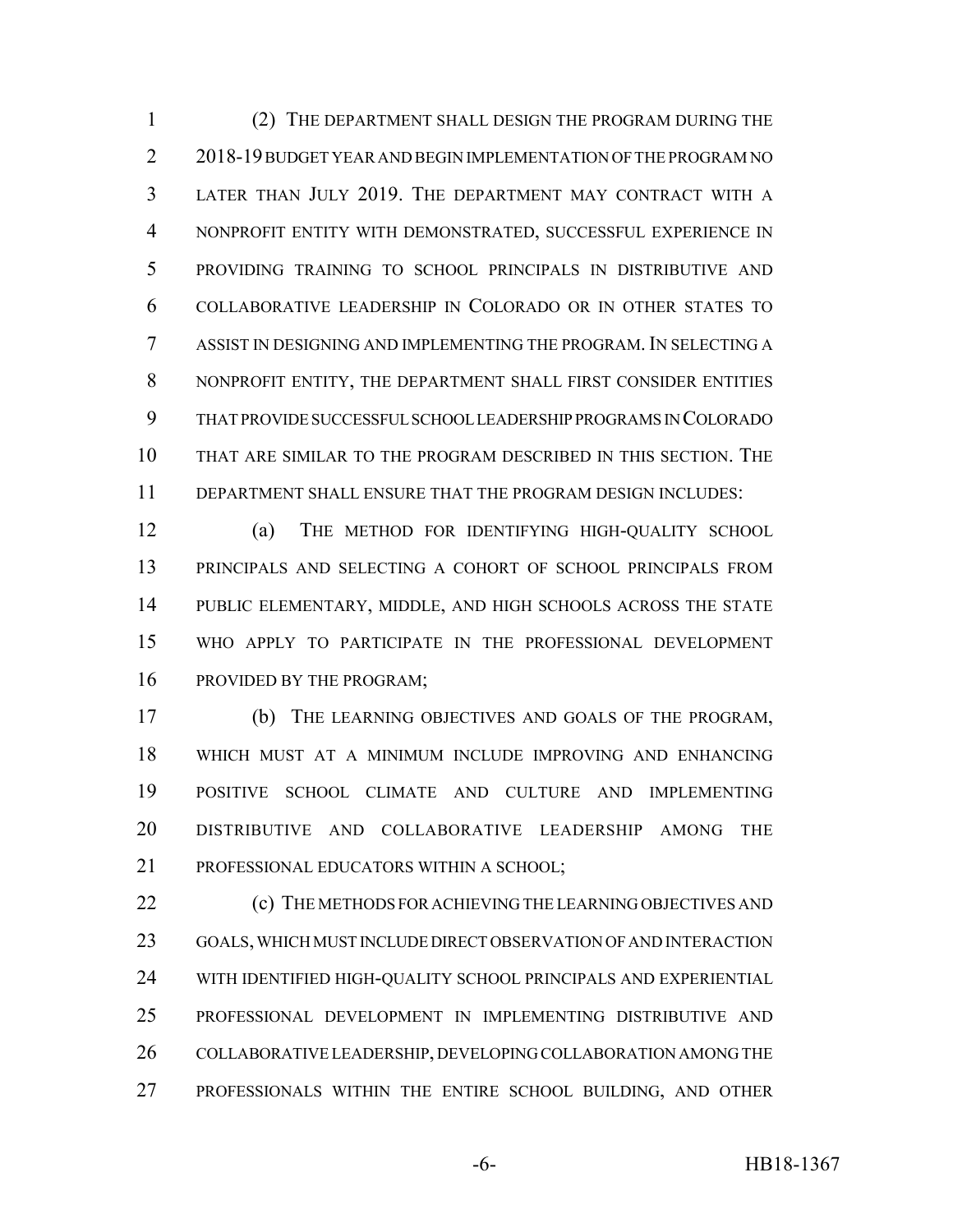(2) THE DEPARTMENT SHALL DESIGN THE PROGRAM DURING THE 2018-19 BUDGET YEAR AND BEGIN IMPLEMENTATION OF THE PROGRAM NO LATER THAN JULY 2019. THE DEPARTMENT MAY CONTRACT WITH A NONPROFIT ENTITY WITH DEMONSTRATED, SUCCESSFUL EXPERIENCE IN PROVIDING TRAINING TO SCHOOL PRINCIPALS IN DISTRIBUTIVE AND COLLABORATIVE LEADERSHIP IN COLORADO OR IN OTHER STATES TO ASSIST IN DESIGNING AND IMPLEMENTING THE PROGRAM. IN SELECTING A NONPROFIT ENTITY, THE DEPARTMENT SHALL FIRST CONSIDER ENTITIES THAT PROVIDE SUCCESSFUL SCHOOL LEADERSHIP PROGRAMS IN COLORADO THAT ARE SIMILAR TO THE PROGRAM DESCRIBED IN THIS SECTION. THE DEPARTMENT SHALL ENSURE THAT THE PROGRAM DESIGN INCLUDES:

(a) THE METHOD FOR IDENTIFYING HIGH-QUALITY SCHOOL PRINCIPALS AND SELECTING A COHORT OF SCHOOL PRINCIPALS FROM PUBLIC ELEMENTARY, MIDDLE, AND HIGH SCHOOLS ACROSS THE STATE WHO APPLY TO PARTICIPATE IN THE PROFESSIONAL DEVELOPMENT PROVIDED BY THE PROGRAM;

(b) THE LEARNING OBJECTIVES AND GOALS OF THE PROGRAM, WHICH MUST AT A MINIMUM INCLUDE IMPROVING AND ENHANCING POSITIVE SCHOOL CLIMATE AND CULTURE AND IMPLEMENTING DISTRIBUTIVE AND COLLABORATIVE LEADERSHIP AMONG THE PROFESSIONAL EDUCATORS WITHIN A SCHOOL;

(c) THE METHODS FOR ACHIEVING THE LEARNING OBJECTIVES AND GOALS, WHICH MUST INCLUDE DIRECT OBSERVATION OF AND INTERACTION WITH IDENTIFIED HIGH-QUALITY SCHOOL PRINCIPALS AND EXPERIENTIAL PROFESSIONAL DEVELOPMENT IN IMPLEMENTING DISTRIBUTIVE AND COLLABORATIVE LEADERSHIP, DEVELOPING COLLABORATION AMONG THE PROFESSIONALS WITHIN THE ENTIRE SCHOOL BUILDING, AND OTHER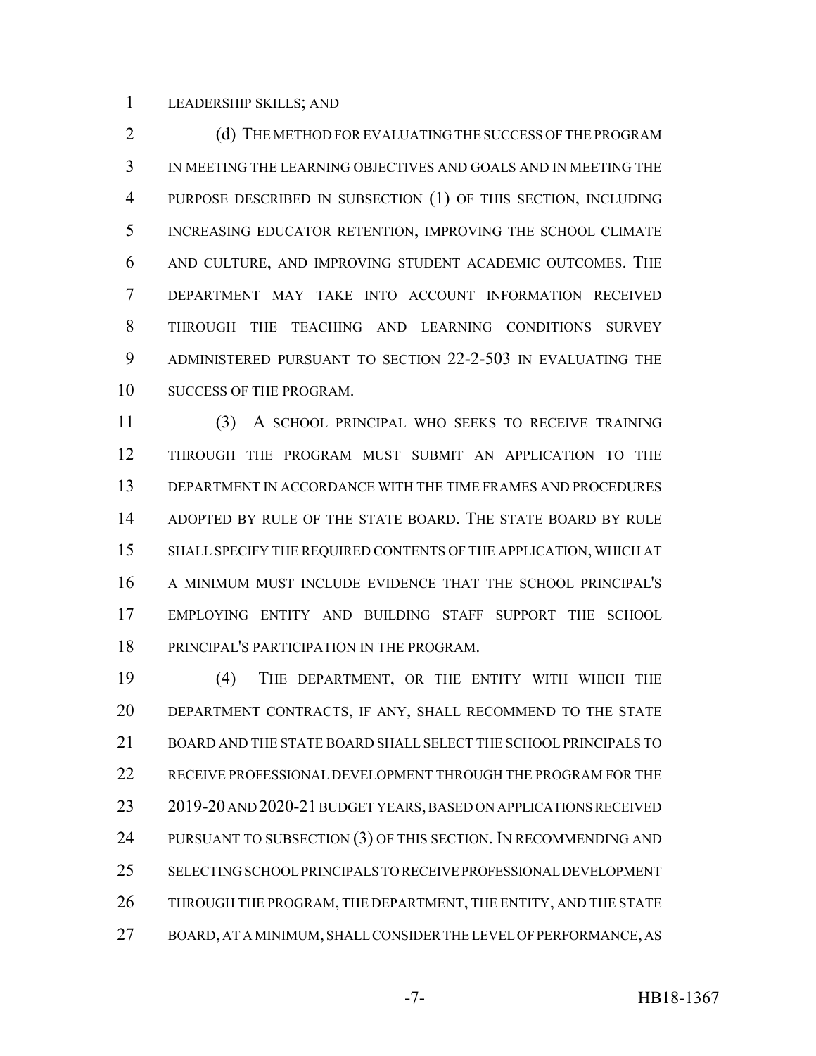LEADERSHIP SKILLS; AND

(d) THE METHOD FOR EVALUATING THE SUCCESS OF THE PROGRAM IN MEETING THE LEARNING OBJECTIVES AND GOALS AND IN MEETING THE PURPOSE DESCRIBED IN SUBSECTION (1) OF THIS SECTION, INCLUDING INCREASING EDUCATOR RETENTION, IMPROVING THE SCHOOL CLIMATE AND CULTURE, AND IMPROVING STUDENT ACADEMIC OUTCOMES. THE DEPARTMENT MAY TAKE INTO ACCOUNT INFORMATION RECEIVED THROUGH THE TEACHING AND LEARNING CONDITIONS SURVEY ADMINISTERED PURSUANT TO SECTION 22-2-503 IN EVALUATING THE SUCCESS OF THE PROGRAM.

(3) A SCHOOL PRINCIPAL WHO SEEKS TO RECEIVE TRAINING THROUGH THE PROGRAM MUST SUBMIT AN APPLICATION TO THE DEPARTMENT IN ACCORDANCE WITH THE TIME FRAMES AND PROCEDURES ADOPTED BY RULE OF THE STATE BOARD. THE STATE BOARD BY RULE SHALL SPECIFY THE REQUIRED CONTENTS OF THE APPLICATION, WHICH AT A MINIMUM MUST INCLUDE EVIDENCE THAT THE SCHOOL PRINCIPAL'S EMPLOYING ENTITY AND BUILDING STAFF SUPPORT THE SCHOOL PRINCIPAL'S PARTICIPATION IN THE PROGRAM.

(4) THE DEPARTMENT, OR THE ENTITY WITH WHICH THE DEPARTMENT CONTRACTS, IF ANY, SHALL RECOMMEND TO THE STATE BOARD AND THE STATE BOARD SHALL SELECT THE SCHOOL PRINCIPALS TO RECEIVE PROFESSIONAL DEVELOPMENT THROUGH THE PROGRAM FOR THE 2019-20 AND 2020-21 BUDGET YEARS, BASED ON APPLICATIONS RECEIVED PURSUANT TO SUBSECTION (3) OF THIS SECTION. IN RECOMMENDING AND SELECTING SCHOOL PRINCIPALS TO RECEIVE PROFESSIONAL DEVELOPMENT THROUGH THE PROGRAM, THE DEPARTMENT, THE ENTITY, AND THE STATE BOARD, AT A MINIMUM, SHALL CONSIDER THE LEVEL OF PERFORMANCE, AS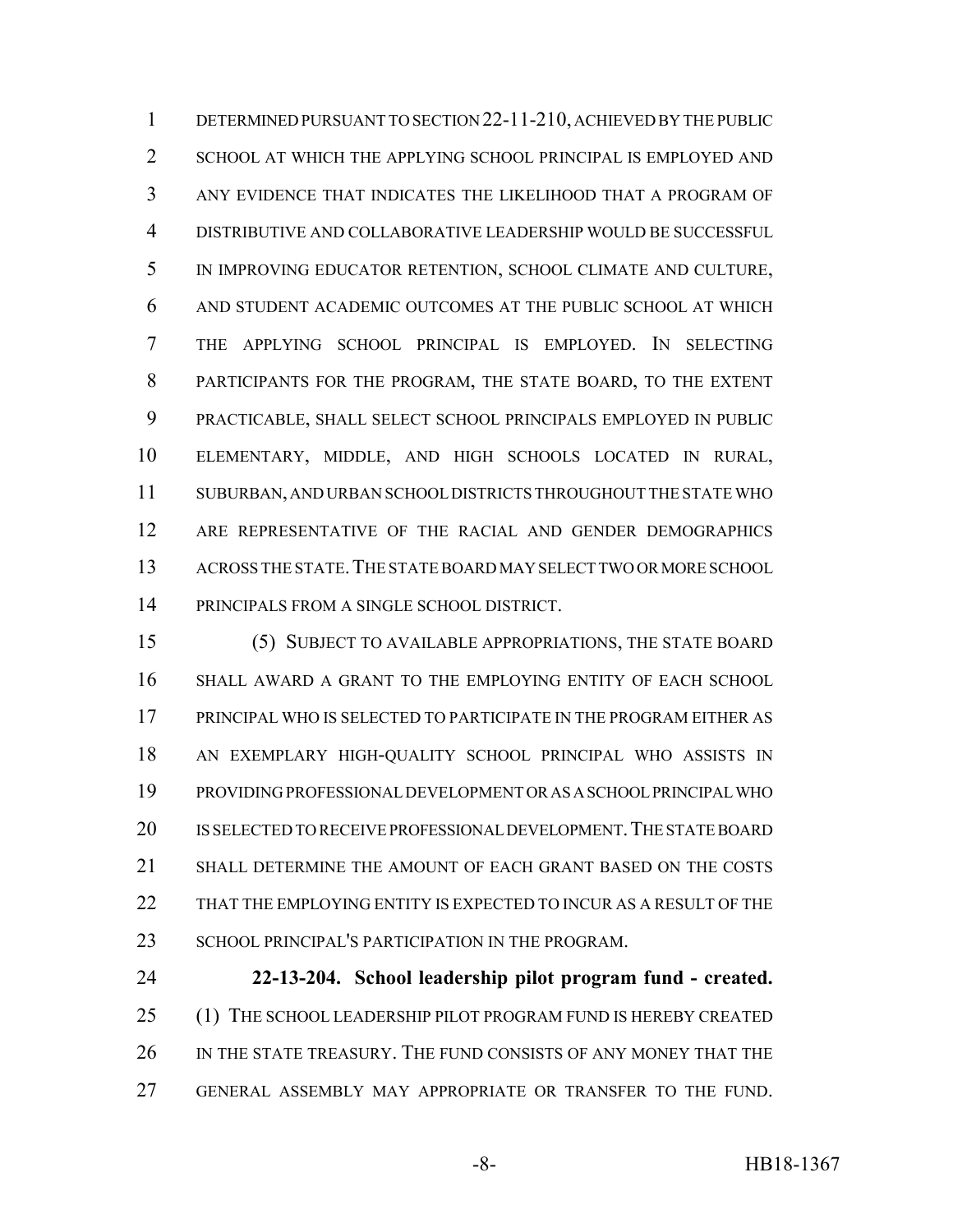DETERMINED PURSUANT TO SECTION 22-11-210, ACHIEVED BY THE PUBLIC SCHOOL AT WHICH THE APPLYING SCHOOL PRINCIPAL IS EMPLOYED AND ANY EVIDENCE THAT INDICATES THE LIKELIHOOD THAT A PROGRAM OF DISTRIBUTIVE AND COLLABORATIVE LEADERSHIP WOULD BE SUCCESSFUL IN IMPROVING EDUCATOR RETENTION, SCHOOL CLIMATE AND CULTURE, AND STUDENT ACADEMIC OUTCOMES AT THE PUBLIC SCHOOL AT WHICH THE APPLYING SCHOOL PRINCIPAL IS EMPLOYED. IN SELECTING PARTICIPANTS FOR THE PROGRAM, THE STATE BOARD, TO THE EXTENT PRACTICABLE, SHALL SELECT SCHOOL PRINCIPALS EMPLOYED IN PUBLIC ELEMENTARY, MIDDLE, AND HIGH SCHOOLS LOCATED IN RURAL, SUBURBAN, AND URBAN SCHOOL DISTRICTS THROUGHOUT THE STATE WHO ARE REPRESENTATIVE OF THE RACIAL AND GENDER DEMOGRAPHICS ACROSS THE STATE. THE STATE BOARD MAY SELECT TWO OR MORE SCHOOL PRINCIPALS FROM A SINGLE SCHOOL DISTRICT.

(5) SUBJECT TO AVAILABLE APPROPRIATIONS, THE STATE BOARD SHALL AWARD A GRANT TO THE EMPLOYING ENTITY OF EACH SCHOOL PRINCIPAL WHO IS SELECTED TO PARTICIPATE IN THE PROGRAM EITHER AS AN EXEMPLARY HIGH-QUALITY SCHOOL PRINCIPAL WHO ASSISTS IN PROVIDING PROFESSIONAL DEVELOPMENT OR AS A SCHOOL PRINCIPAL WHO IS SELECTED TO RECEIVE PROFESSIONAL DEVELOPMENT. THE STATE BOARD SHALL DETERMINE THE AMOUNT OF EACH GRANT BASED ON THE COSTS THAT THE EMPLOYING ENTITY IS EXPECTED TO INCUR AS A RESULT OF THE SCHOOL PRINCIPAL'S PARTICIPATION IN THE PROGRAM.

**22-13-204. School leadership pilot program fund - created.** (1) THE SCHOOL LEADERSHIP PILOT PROGRAM FUND IS HEREBY CREATED IN THE STATE TREASURY. THE FUND CONSISTS OF ANY MONEY THAT THE GENERAL ASSEMBLY MAY APPROPRIATE OR TRANSFER TO THE FUND.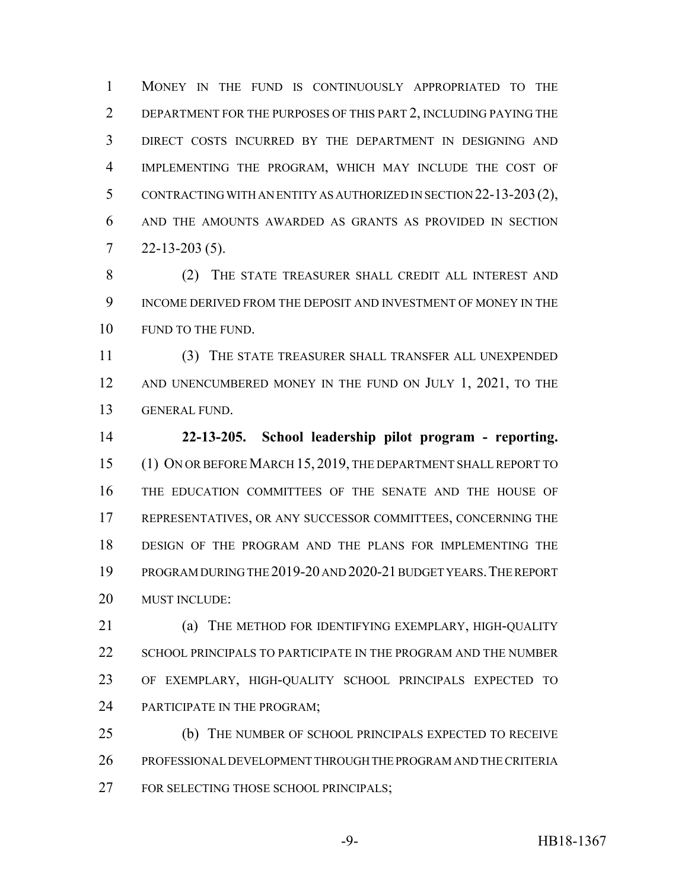MONEY IN THE FUND IS CONTINUOUSLY APPROPRIATED TO THE DEPARTMENT FOR THE PURPOSES OF THIS PART 2, INCLUDING PAYING THE DIRECT COSTS INCURRED BY THE DEPARTMENT IN DESIGNING AND IMPLEMENTING THE PROGRAM, WHICH MAY INCLUDE THE COST OF CONTRACTING WITH AN ENTITY AS AUTHORIZED IN SECTION 22-13-203 (2), AND THE AMOUNTS AWARDED AS GRANTS AS PROVIDED IN SECTION 22-13-203 (5).

(2) THE STATE TREASURER SHALL CREDIT ALL INTEREST AND INCOME DERIVED FROM THE DEPOSIT AND INVESTMENT OF MONEY IN THE FUND TO THE FUND.

(3) THE STATE TREASURER SHALL TRANSFER ALL UNEXPENDED AND UNENCUMBERED MONEY IN THE FUND ON JULY 1, 2021, TO THE GENERAL FUND.

**22-13-205. School leadership pilot program - reporting.** (1) ON OR BEFORE MARCH 15, 2019, THE DEPARTMENT SHALL REPORT TO THE EDUCATION COMMITTEES OF THE SENATE AND THE HOUSE OF REPRESENTATIVES, OR ANY SUCCESSOR COMMITTEES, CONCERNING THE DESIGN OF THE PROGRAM AND THE PLANS FOR IMPLEMENTING THE PROGRAM DURING THE 2019-20 AND 2020-21 BUDGET YEARS. THE REPORT MUST INCLUDE:

(a) THE METHOD FOR IDENTIFYING EXEMPLARY, HIGH-QUALITY SCHOOL PRINCIPALS TO PARTICIPATE IN THE PROGRAM AND THE NUMBER OF EXEMPLARY, HIGH-QUALITY SCHOOL PRINCIPALS EXPECTED TO PARTICIPATE IN THE PROGRAM;

(b) THE NUMBER OF SCHOOL PRINCIPALS EXPECTED TO RECEIVE PROFESSIONAL DEVELOPMENT THROUGH THE PROGRAM AND THE CRITERIA FOR SELECTING THOSE SCHOOL PRINCIPALS;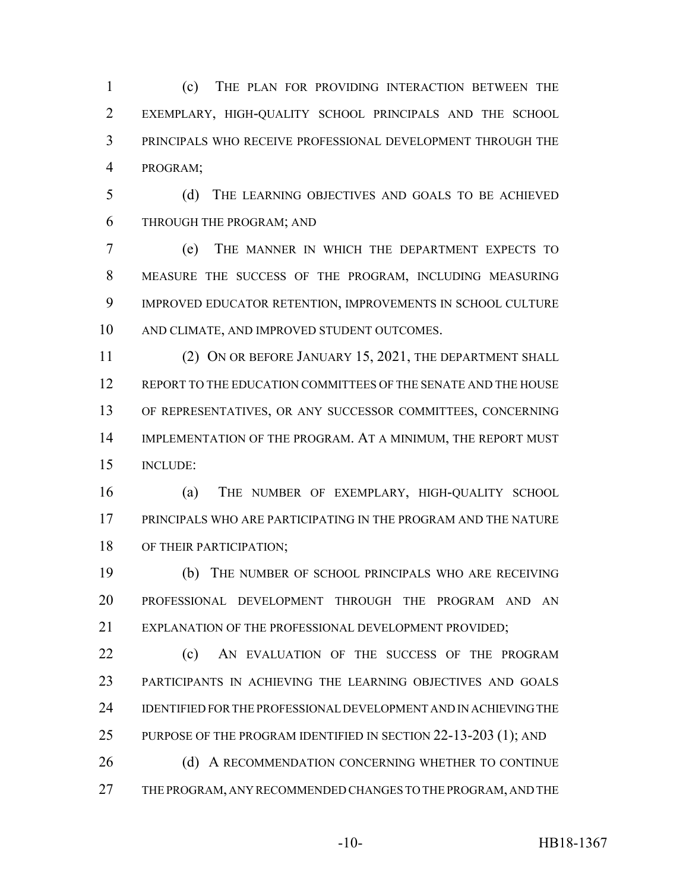(c) THE PLAN FOR PROVIDING INTERACTION BETWEEN THE EXEMPLARY, HIGH-QUALITY SCHOOL PRINCIPALS AND THE SCHOOL PRINCIPALS WHO RECEIVE PROFESSIONAL DEVELOPMENT THROUGH THE PROGRAM;

(d) THE LEARNING OBJECTIVES AND GOALS TO BE ACHIEVED THROUGH THE PROGRAM; AND

(e) THE MANNER IN WHICH THE DEPARTMENT EXPECTS TO MEASURE THE SUCCESS OF THE PROGRAM, INCLUDING MEASURING IMPROVED EDUCATOR RETENTION, IMPROVEMENTS IN SCHOOL CULTURE AND CLIMATE, AND IMPROVED STUDENT OUTCOMES.

(2) ON OR BEFORE JANUARY 15, 2021, THE DEPARTMENT SHALL REPORT TO THE EDUCATION COMMITTEES OF THE SENATE AND THE HOUSE OF REPRESENTATIVES, OR ANY SUCCESSOR COMMITTEES, CONCERNING IMPLEMENTATION OF THE PROGRAM. AT A MINIMUM, THE REPORT MUST INCLUDE:

(a) THE NUMBER OF EXEMPLARY, HIGH-QUALITY SCHOOL PRINCIPALS WHO ARE PARTICIPATING IN THE PROGRAM AND THE NATURE OF THEIR PARTICIPATION;

(b) THE NUMBER OF SCHOOL PRINCIPALS WHO ARE RECEIVING PROFESSIONAL DEVELOPMENT THROUGH THE PROGRAM AND AN EXPLANATION OF THE PROFESSIONAL DEVELOPMENT PROVIDED;

(c) AN EVALUATION OF THE SUCCESS OF THE PROGRAM PARTICIPANTS IN ACHIEVING THE LEARNING OBJECTIVES AND GOALS IDENTIFIED FOR THE PROFESSIONAL DEVELOPMENT AND IN ACHIEVING THE PURPOSE OF THE PROGRAM IDENTIFIED IN SECTION 22-13-203 (1); AND

(d) A RECOMMENDATION CONCERNING WHETHER TO CONTINUE THE PROGRAM, ANY RECOMMENDED CHANGES TO THE PROGRAM, AND THE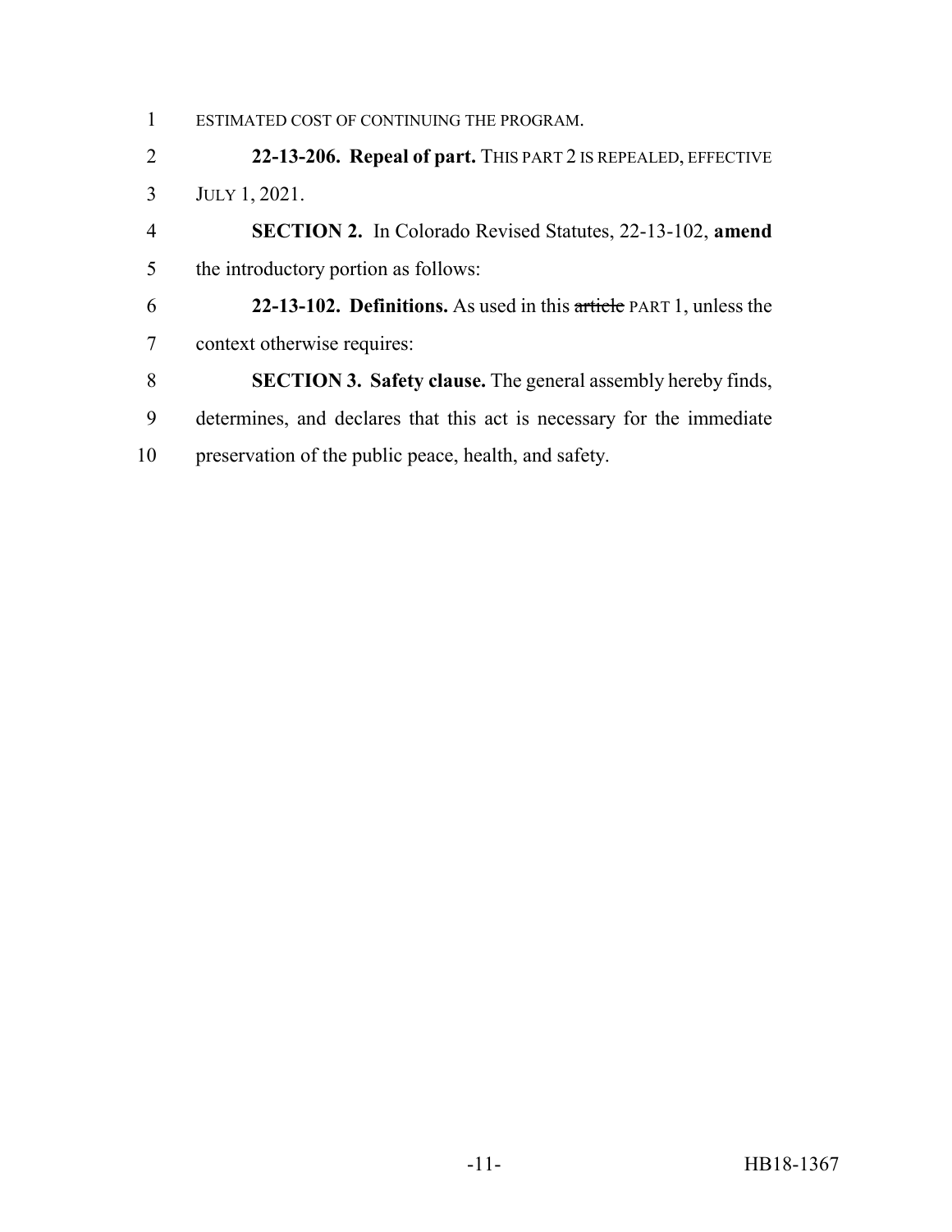1 ESTIMATED COST OF CONTINUING THE PROGRAM.

2 **22-13-206. Repeal of part.** THIS PART 2 IS REPEALED, EFFECTIVE

3 JULY 1, 2021.

4 **SECTION 2.** In Colorado Revised Statutes, 22-13-102, **amend**

5 the introductory portion as follows:

6 **22-13-102. Definitions.** As used in this ~~article~~ PART 1, unless the

7 context otherwise requires:

8 **SECTION 3. Safety clause.** The general assembly hereby finds,

9 determines, and declares that this act is necessary for the immediate

10 preservation of the public peace, health, and safety.